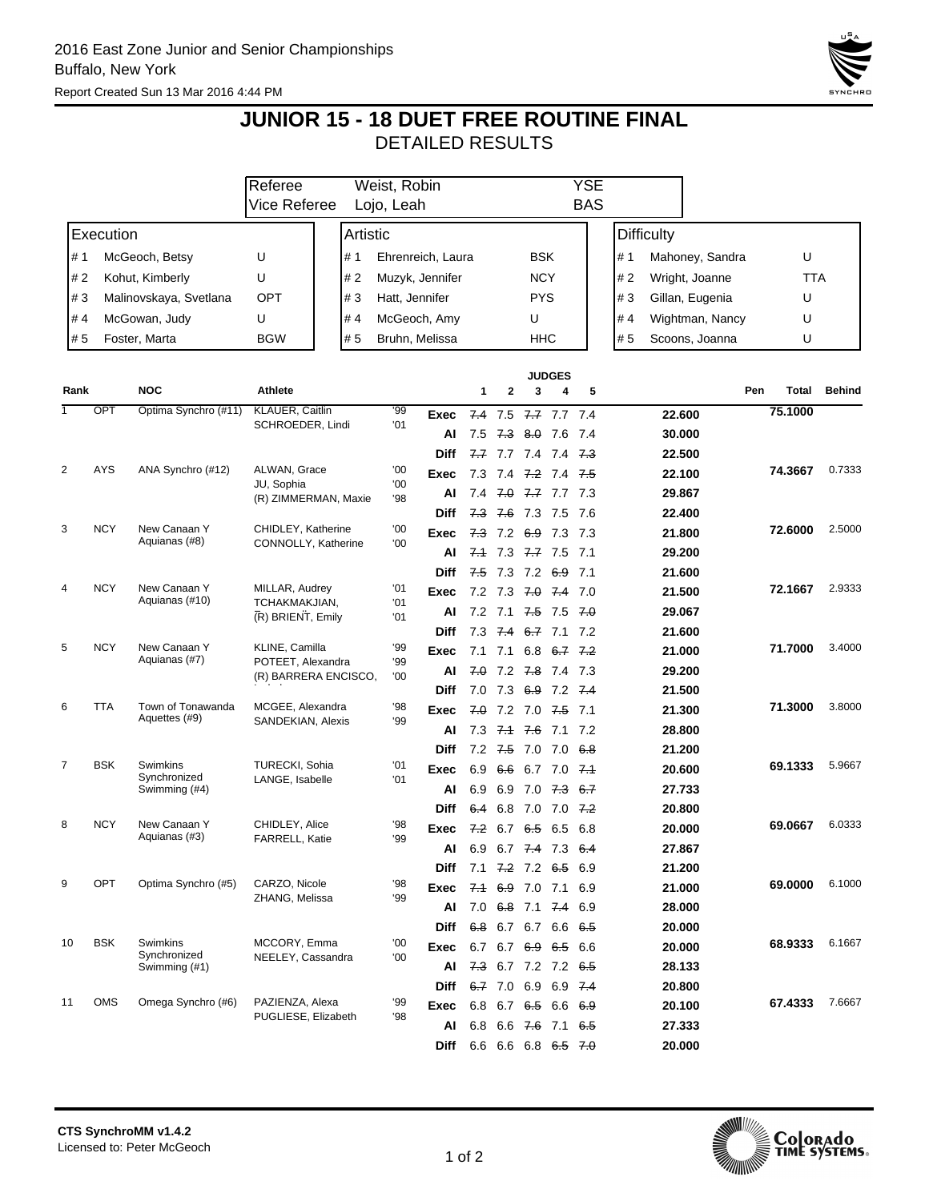2016 East Zone Junior and Senior Championships
Buffalo, New York

Report Created Sun 13 Mar 2016 4:44 PM

# JUNIOR 15 - 18 DUET FREE ROUTINE FINAL

## DETAILED RESULTS

| | | |
|---|---|---|
| Referee | Weist, Robin | YSE |
| Vice Referee | Lojo, Leah | BAS |

| Execution | | | Artistic | | | Difficulty | | |
|---|---|---|---|---|---|---|---|---|
| # 1 | McGeoch, Betsy | U | # 1 | Ehrenreich, Laura | BSK | # 1 | Mahoney, Sandra | U |
| # 2 | Kohut, Kimberly | U | # 2 | Muzyk, Jennifer | NCY | # 2 | Wright, Joanne | TTA |
| # 3 | Malinovskaya, Svetlana | OPT | # 3 | Hatt, Jennifer | PYS | # 3 | Gillan, Eugenia | U |
| # 4 | McGowan, Judy | U | # 4 | McGeoch, Amy | U | # 4 | Wightman, Nancy | U |
| # 5 | Foster, Marta | BGW | # 5 | Bruhn, Melissa | HHC | # 5 | Scoons, Joanna | U |

| Rank | NOC | | Athlete | | | Judge 1 | Judge 2 | Judge 3 | Judge 4 | Judge 5 | | Pen | Total | Behind |
|---|---|---|---|---|---|---|---|---|---|---|---|---|---|---|
| 1 | OPT | Optima Synchro (#11) | KLAUER, Caitlin<br>SCHROEDER, Lindi | '99<br>'01 | Exec | ~~7.4~~ | 7.5 | ~~7.7~~ | 7.7 | 7.4 | 22.600 | | 75.1000 | |
| | | | | | AI | 7.5 | ~~7.3~~ | ~~8.0~~ | 7.6 | 7.4 | 30.000 | | | |
| | | | | | Diff | ~~7.7~~ | 7.7 | 7.4 | 7.4 | ~~7.3~~ | 22.500 | | | |
| 2 | AYS | ANA Synchro (#12) | ALWAN, Grace<br>JU, Sophia<br>(R) ZIMMERMAN, Maxie | '00<br>'00<br>'98 | Exec | 7.3 | 7.4 | ~~7.2~~ | 7.4 | ~~7.5~~ | 22.100 | | 74.3667 | 0.7333 |
| | | | | | AI | 7.4 | ~~7.0~~ | ~~7.7~~ | 7.7 | 7.3 | 29.867 | | | |
| | | | | | Diff | ~~7.3~~ | ~~7.6~~ | 7.3 | 7.5 | 7.6 | 22.400 | | | |
| 3 | NCY | New Canaan Y Aquianas (#8) | CHIDLEY, Katherine<br>CONNOLLY, Katherine | '00<br>'00 | Exec | ~~7.3~~ | 7.2 | ~~6.9~~ | 7.3 | 7.3 | 21.800 | | 72.6000 | 2.5000 |
| | | | | | AI | ~~7.1~~ | 7.3 | ~~7.7~~ | 7.5 | 7.1 | 29.200 | | | |
| | | | | | Diff | ~~7.5~~ | 7.3 | 7.2 | ~~6.9~~ | 7.1 | 21.600 | | | |
| 4 | NCY | New Canaan Y Aquianas (#10) | MILLAR, Audrey<br>TCHAKMAKJIAN,<br>(R) BRIENT, Emily | '01<br>'01<br>'01 | Exec | 7.2 | 7.3 | ~~7.0~~ | ~~7.4~~ | 7.0 | 21.500 | | 72.1667 | 2.9333 |
| | | | | | AI | 7.2 | 7.1 | ~~7.5~~ | 7.5 | ~~7.0~~ | 29.067 | | | |
| | | | | | Diff | 7.3 | ~~7.4~~ | ~~6.7~~ | 7.1 | 7.2 | 21.600 | | | |
| 5 | NCY | New Canaan Y Aquianas (#7) | KLINE, Camilla<br>POTEET, Alexandra<br>(R) BARRERA ENCISCO, | '99<br>'99<br>'00 | Exec | 7.1 | 7.1 | 6.8 | ~~6.7~~ | ~~7.2~~ | 21.000 | | 71.7000 | 3.4000 |
| | | | | | AI | ~~7.0~~ | 7.2 | ~~7.8~~ | 7.4 | 7.3 | 29.200 | | | |
| | | | | | Diff | 7.0 | 7.3 | ~~6.9~~ | 7.2 | ~~7.4~~ | 21.500 | | | |
| 6 | TTA | Town of Tonawanda Aquettes (#9) | MCGEE, Alexandra<br>SANDEKIAN, Alexis | '98<br>'99 | Exec | ~~7.0~~ | 7.2 | 7.0 | ~~7.5~~ | 7.1 | 21.300 | | 71.3000 | 3.8000 |
| | | | | | AI | 7.3 | ~~7.1~~ | ~~7.6~~ | 7.1 | 7.2 | 28.800 | | | |
| | | | | | Diff | 7.2 | ~~7.5~~ | 7.0 | 7.0 | ~~6.8~~ | 21.200 | | | |
| 7 | BSK | Swimkins Synchronized Swimming (#4) | TURECKI, Sohia<br>LANGE, Isabelle | '01<br>'01 | Exec | 6.9 | ~~6.6~~ | 6.7 | 7.0 | ~~7.1~~ | 20.600 | | 69.1333 | 5.9667 |
| | | | | | AI | 6.9 | 6.9 | 7.0 | ~~7.3~~ | ~~6.7~~ | 27.733 | | | |
| | | | | | Diff | ~~6.4~~ | 6.8 | 7.0 | 7.0 | ~~7.2~~ | 20.800 | | | |
| 8 | NCY | New Canaan Y Aquianas (#3) | CHIDLEY, Alice<br>FARRELL, Katie | '98<br>'99 | Exec | ~~7.2~~ | 6.7 | ~~6.5~~ | 6.5 | 6.8 | 20.000 | | 69.0667 | 6.0333 |
| | | | | | AI | 6.9 | 6.7 | ~~7.4~~ | 7.3 | ~~6.4~~ | 27.867 | | | |
| | | | | | Diff | 7.1 | ~~7.2~~ | 7.2 | ~~6.5~~ | 6.9 | 21.200 | | | |
| 9 | OPT | Optima Synchro (#5) | CARZO, Nicole<br>ZHANG, Melissa | '98<br>'99 | Exec | ~~7.1~~ | ~~6.9~~ | 7.0 | 7.1 | 6.9 | 21.000 | | 69.0000 | 6.1000 |
| | | | | | AI | 7.0 | ~~6.8~~ | 7.1 | ~~7.4~~ | 6.9 | 28.000 | | | |
| | | | | | Diff | ~~6.8~~ | 6.7 | 6.7 | 6.6 | ~~6.5~~ | 20.000 | | | |
| 10 | BSK | Swimkins Synchronized Swimming (#1) | MCCORY, Emma<br>NEELEY, Cassandra | '00<br>'00 | Exec | 6.7 | 6.7 | ~~6.9~~ | ~~6.5~~ | 6.6 | 20.000 | | 68.9333 | 6.1667 |
| | | | | | AI | ~~7.3~~ | 6.7 | 7.2 | 7.2 | ~~6.5~~ | 28.133 | | | |
| | | | | | Diff | ~~6.7~~ | 7.0 | 6.9 | 6.9 | ~~7.4~~ | 20.800 | | | |
| 11 | OMS | Omega Synchro (#6) | PAZIENZA, Alexa<br>PUGLIESE, Elizabeth | '99<br>'98 | Exec | 6.8 | 6.7 | ~~6.5~~ | 6.6 | ~~6.9~~ | 20.100 | | 67.4333 | 7.6667 |
| | | | | | AI | 6.8 | 6.6 | ~~7.6~~ | 7.1 | ~~6.5~~ | 27.333 | | | |
| | | | | | Diff | 6.6 | 6.6 | 6.8 | ~~6.5~~ | ~~7.0~~ | 20.000 | | | |

CTS SynchroMM v1.4.2
Licensed to: Peter McGeoch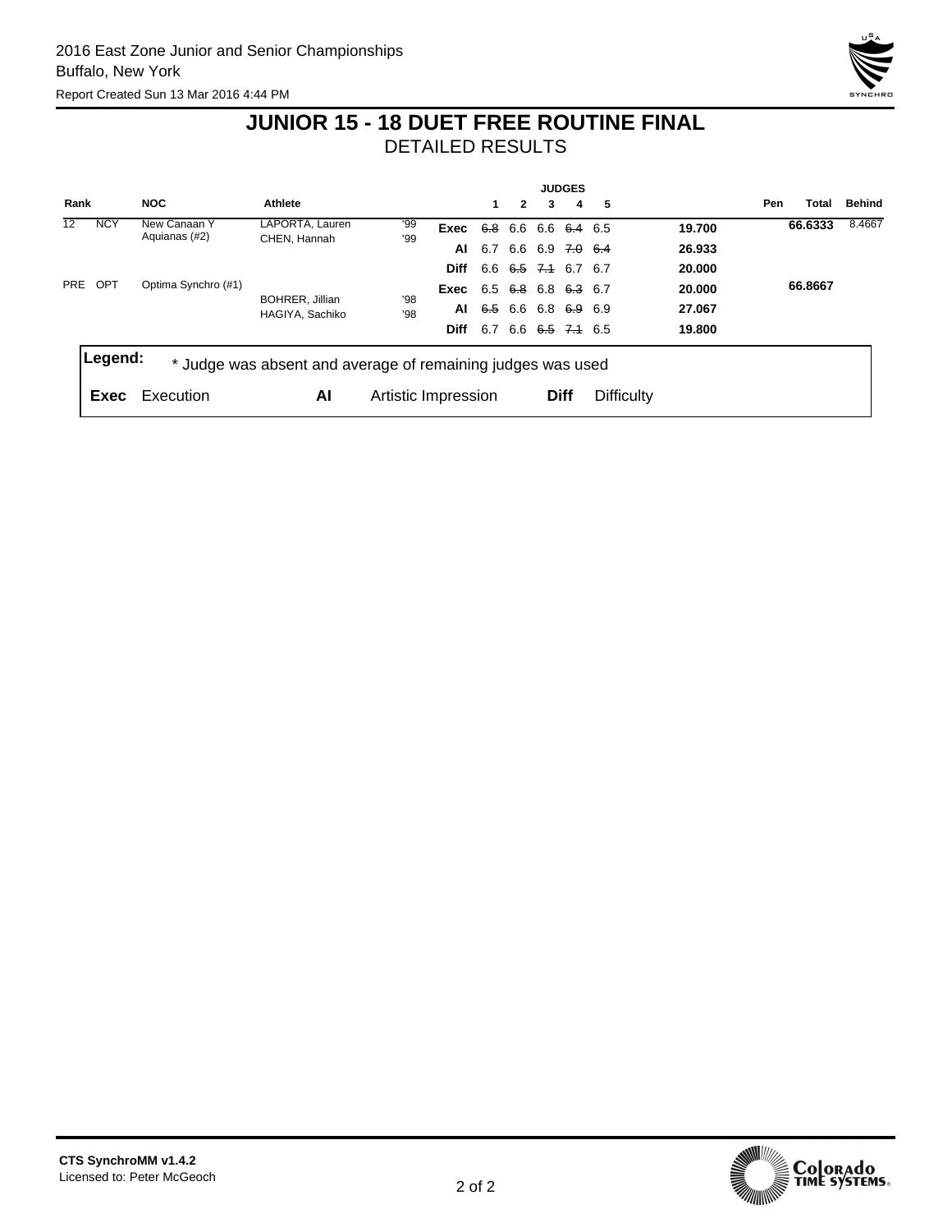2016 East Zone Junior and Senior Championships
Buffalo, New York
Report Created Sun 13 Mar 2016 4:44 PM

# JUNIOR 15 - 18 DUET FREE ROUTINE FINAL

## DETAILED RESULTS

| Rank | NOC | | Athlete | | | JUDGES 1 | 2 | 3 | 4 | 5 | | Pen | Total | Behind |
|---|---|---|---|---|---|---|---|---|---|---|---|---|---|---|
| 12 | NCY | New Canaan Y Aquianas (#2) | LAPORTA, Lauren<br>CHEN, Hannah | '99<br>'99 | **Exec** | ~~6.8~~ | 6.6 | 6.6 | ~~6.4~~ | 6.5 | **19.700** | | **66.6333** | 8.4667 |
| | | | | | **AI** | 6.7 | 6.6 | 6.9 | ~~7.0~~ | ~~6.4~~ | **26.933** | | | |
| | | | | | **Diff** | 6.6 | ~~6.5~~ | ~~7.1~~ | 6.7 | 6.7 | **20.000** | | | |
| PRE | OPT | Optima Synchro (#1) | BOHRER, Jillian<br>HAGIYA, Sachiko | '98<br>'98 | **Exec** | 6.5 | ~~6.8~~ | 6.8 | ~~6.3~~ | 6.7 | **20.000** | | **66.8667** | |
| | | | | | **AI** | ~~6.5~~ | 6.6 | 6.8 | ~~6.9~~ | 6.9 | **27.067** | | | |
| | | | | | **Diff** | 6.7 | 6.6 | ~~6.5~~ | ~~7.1~~ | 6.5 | **19.800** | | | |

**Legend:** * Judge was absent and average of remaining judges was used

**Exec** Execution **AI** Artistic Impression **Diff** Difficulty

CTS SynchroMM v1.4.2
Licensed to: Peter McGeoch